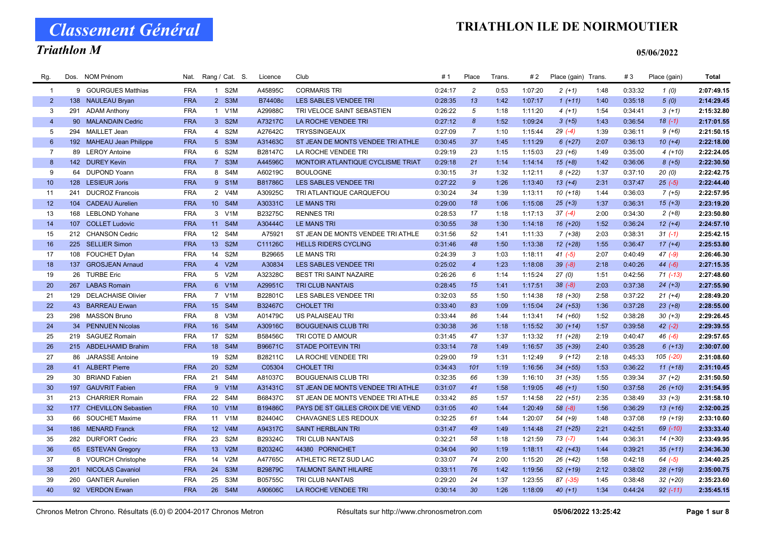# Classement Général

## Triathlon M

# TRIATHLON ILE DE NOIRMOUTIER

05/06/2022

| Rg. | Dos. | NOM Prénom | Nat. | Rang / Cat. | S. | Licence | Club | # 1 | Place | Trans. | # 2 | Place (gain) | Trans. | # 3 | Place (gain) | Total |
|---|---|---|---|---|---|---|---|---|---|---|---|---|---|---|---|---|
| 1 | 9 | GOURGUES Matthias | FRA | 1 | S2M | A45895C | CORMARIS TRI | 0:24:17 | 2 | 0:53 | 1:07:20 | 2 (+1) | 1:48 | 0:33:32 | 1 (0) | 2:07:49.15 |
| 2 | 138 | NAULEAU Bryan | FRA | 2 | S3M | B74408c | LES SABLES VENDEE TRI | 0:28:35 | 13 | 1:42 | 1:07:17 | 1 (+11) | 1:40 | 0:35:18 | 5 (0) | 2:14:29.45 |
| 3 | 291 | ADAM Anthony | FRA | 1 | V1M | A29988C | TRI VELOCE SAINT SEBASTIEN | 0:26:22 | 5 | 1:18 | 1:11:20 | 4 (+1) | 1:54 | 0:34:41 | 3 (+1) | 2:15:32.80 |
| 4 | 90 | MALANDAIN Cedric | FRA | 3 | S2M | A73217C | LA ROCHE VENDEE TRI | 0:27:12 | 8 | 1:52 | 1:09:24 | 3 (+5) | 1:43 | 0:36:54 | 18 (-1) | 2:17:01.55 |
| 5 | 294 | MAILLET Jean | FRA | 4 | S2M | A27642C | TRYSSINGEAUX | 0:27:09 | 7 | 1:10 | 1:15:44 | 29 (-4) | 1:39 | 0:36:11 | 9 (+6) | 2:21:50.15 |
| 6 | 192 | MAHEAU Jean Philippe | FRA | 5 | S3M | A31463C | ST JEAN DE MONTS VENDEE TRI ATHLE | 0:30:45 | 37 | 1:45 | 1:11:29 | 6 (+27) | 2:07 | 0:36:13 | 10 (+4) | 2:22:18.00 |
| 7 | 89 | LEROY Antoine | FRA | 6 | S2M | B28147C | LA ROCHE VENDEE TRI | 0:29:19 | 23 | 1:15 | 1:15:03 | 23 (+6) | 1:49 | 0:35:00 | 4 (+10) | 2:22:24.05 |
| 8 | 142 | DUREY Kevin | FRA | 7 | S3M | A44596C | MONTOIR ATLANTIQUE CYCLISME TRIAT | 0:29:18 | 21 | 1:14 | 1:14:14 | 15 (+8) | 1:42 | 0:36:06 | 8 (+5) | 2:22:30.50 |
| 9 | 64 | DUPOND Yoann | FRA | 8 | S4M | A60219C | BOULOGNE | 0:30:15 | 31 | 1:32 | 1:12:11 | 8 (+22) | 1:37 | 0:37:10 | 20 (0) | 2:22:42.75 |
| 10 | 128 | LESIEUR Joris | FRA | 9 | S1M | B81786C | LES SABLES VENDEE TRI | 0:27:22 | 9 | 1:26 | 1:13:40 | 13 (+4) | 2:31 | 0:37:47 | 25 (-5) | 2:22:44.40 |
| 11 | 241 | DUCROZ Francois | FRA | 2 | V4M | A30925C | TRI ATLANTIQUE CARQUEFOU | 0:30:24 | 34 | 1:39 | 1:13:11 | 10 (+18) | 1:44 | 0:36:03 | 7 (+5) | 2:22:57.95 |
| 12 | 104 | CADEAU Aurelien | FRA | 10 | S4M | A30331C | LE MANS TRI | 0:29:00 | 18 | 1:06 | 1:15:08 | 25 (+3) | 1:37 | 0:36:31 | 15 (+3) | 2:23:19.20 |
| 13 | 168 | LEBLOND Yohane | FRA | 3 | V1M | B23275C | RENNES TRI | 0:28:53 | 17 | 1:18 | 1:17:13 | 37 (-4) | 2:00 | 0:34:30 | 2 (+8) | 2:23:50.80 |
| 14 | 107 | COLLET Ludovic | FRA | 11 | S4M | A30444C | LE MANS TRI | 0:30:55 | 38 | 1:30 | 1:14:18 | 16 (+20) | 1:52 | 0:36:24 | 12 (+4) | 2:24:57.10 |
| 15 | 212 | CHANSON Cedric | FRA | 12 | S4M | A75921 | ST JEAN DE MONTS VENDEE TRI ATHLE | 0:31:56 | 52 | 1:41 | 1:11:33 | 7 (+38) | 2:03 | 0:38:31 | 31 (-1) | 2:25:42.15 |
| 16 | 225 | SELLIER Simon | FRA | 13 | S2M | C11126C | HELLS RIDERS CYCLING | 0:31:46 | 48 | 1:50 | 1:13:38 | 12 (+28) | 1:55 | 0:36:47 | 17 (+4) | 2:25:53.80 |
| 17 | 108 | FOUCHET Dylan | FRA | 14 | S2M | B29665 | LE MANS TRI | 0:24:39 | 3 | 1:03 | 1:18:11 | 41 (-5) | 2:07 | 0:40:49 | 47 (-9) | 2:26:46.30 |
| 18 | 137 | GROSJEAN Arnaud | FRA | 4 | V2M | A30834 | LES SABLES VENDEE TRI | 0:25:02 | 4 | 1:23 | 1:18:08 | 39 (-8) | 2:18 | 0:40:26 | 44 (-6) | 2:27:15.35 |
| 19 | 26 | TURBE Eric | FRA | 5 | V2M | A32328C | BEST TRI SAINT NAZAIRE | 0:26:26 | 6 | 1:14 | 1:15:24 | 27 (0) | 1:51 | 0:42:56 | 71 (-13) | 2:27:48.60 |
| 20 | 267 | LABAS Romain | FRA | 6 | V1M | A29951C | TRI CLUB NANTAIS | 0:28:45 | 15 | 1:41 | 1:17:51 | 38 (-8) | 2:03 | 0:37:38 | 24 (+3) | 2:27:55.90 |
| 21 | 129 | DELACHAISE Olivier | FRA | 7 | V1M | B22801C | LES SABLES VENDEE TRI | 0:32:03 | 55 | 1:50 | 1:14:38 | 18 (+30) | 2:58 | 0:37:22 | 21 (+4) | 2:28:49.20 |
| 22 | 43 | BARREAU Erwan | FRA | 15 | S4M | B32467C | CHOLET TRI | 0:33:40 | 83 | 1:09 | 1:15:04 | 24 (+53) | 1:36 | 0:37:28 | 23 (+8) | 2:28:55.00 |
| 23 | 298 | MASSON Bruno | FRA | 8 | V3M | A01479C | US PALAISEAU TRI | 0:33:44 | 86 | 1:44 | 1:13:41 | 14 (+60) | 1:52 | 0:38:28 | 30 (+3) | 2:29:26.45 |
| 24 | 34 | PENNUEN Nicolas | FRA | 16 | S4M | A30916C | BOUGUENAIS CLUB TRI | 0:30:38 | 36 | 1:18 | 1:15:52 | 30 (+14) | 1:57 | 0:39:58 | 42 (-2) | 2:29:39.55 |
| 25 | 219 | SAGUEZ Romain | FRA | 17 | S2M | B58456C | TRI COTE D AMOUR | 0:31:45 | 47 | 1:37 | 1:13:32 | 11 (+28) | 2:19 | 0:40:47 | 46 (-6) | 2:29:57.65 |
| 26 | 215 | ABDELHAMID Brahim | FRA | 18 | S4M | B96671C | STADE POITEVIN TRI | 0:33:14 | 78 | 1:49 | 1:16:57 | 35 (+39) | 2:40 | 0:35:28 | 6 (+13) | 2:30:07.00 |
| 27 | 86 | JARASSE Antoine | | 19 | S2M | B28211C | LA ROCHE VENDEE TRI | 0:29:00 | 19 | 1:31 | 1:12:49 | 9 (+12) | 2:18 | 0:45:33 | 105 (-20) | 2:31:08.60 |
| 28 | 41 | ALBERT Pierre | FRA | 20 | S2M | C05304 | CHOLET TRI | 0:34:43 | 101 | 1:19 | 1:16:56 | 34 (+55) | 1:53 | 0:36:22 | 11 (+18) | 2:31:10.45 |
| 29 | 30 | BRIAND Fabien | FRA | 21 | S4M | A81037C | BOUGUENAIS CLUB TRI | 0:32:35 | 66 | 1:39 | 1:16:10 | 31 (+35) | 1:55 | 0:39:34 | 37 (+2) | 2:31:50.50 |
| 30 | 197 | GAUVRIT Fabien | FRA | 9 | V1M | A31431C | ST JEAN DE MONTS VENDEE TRI ATHLE | 0:31:07 | 41 | 1:58 | 1:19:05 | 46 (+1) | 1:50 | 0:37:58 | 26 (+10) | 2:31:54.95 |
| 31 | 213 | CHARRIER Romain | FRA | 22 | S4M | B68437C | ST JEAN DE MONTS VENDEE TRI ATHLE | 0:33:42 | 85 | 1:57 | 1:14:58 | 22 (+51) | 2:35 | 0:38:49 | 33 (+3) | 2:31:58.10 |
| 32 | 177 | CHEVILLON Sebastien | FRA | 10 | V1M | B19486C | PAYS DE ST GILLES CROIX DE VIE VEND | 0:31:05 | 40 | 1:44 | 1:20:49 | 58 (-8) | 1:56 | 0:36:29 | 13 (+16) | 2:32:00.25 |
| 33 | 66 | SOUCHET Maxime | FRA | 11 | V1M | B24404C | CHAVAGNES LES REDOUX | 0:32:25 | 61 | 1:44 | 1:20:07 | 54 (+9) | 1:48 | 0:37:08 | 19 (+19) | 2:33:10.60 |
| 34 | 186 | MENARD Franck | FRA | 12 | V4M | A94317C | SAINT HERBLAIN TRI | 0:31:47 | 49 | 1:49 | 1:14:48 | 21 (+25) | 2:21 | 0:42:51 | 69 (-10) | 2:33:33.40 |
| 35 | 282 | DURFORT Cedric | FRA | 23 | S2M | B29324C | TRI CLUB NANTAIS | 0:32:21 | 58 | 1:18 | 1:21:59 | 73 (-7) | 1:44 | 0:36:31 | 14 (+30) | 2:33:49.95 |
| 36 | 65 | ESTEVAN Gregory | FRA | 13 | V2M | B20324C | 44380 PORNICHET | 0:34:04 | 90 | 1:19 | 1:18:11 | 42 (+43) | 1:44 | 0:39:21 | 35 (+11) | 2:34:36.30 |
| 37 | 8 | VOURCH Christophe | FRA | 14 | V2M | A47765C | ATHLETIC RETZ SUD LAC | 0:33:07 | 74 | 2:00 | 1:15:20 | 26 (+42) | 1:58 | 0:42:18 | 64 (-5) | 2:34:40.25 |
| 38 | 201 | NICOLAS Cavaniol | FRA | 24 | S3M | B29879C | TALMONT SAINT HILAIRE | 0:33:11 | 76 | 1:42 | 1:19:56 | 52 (+19) | 2:12 | 0:38:02 | 28 (+19) | 2:35:00.75 |
| 39 | 260 | GANTIER Aurelien | FRA | 25 | S3M | B05755C | TRI CLUB NANTAIS | 0:29:20 | 24 | 1:37 | 1:23:55 | 87 (-35) | 1:45 | 0:38:48 | 32 (+20) | 2:35:23.60 |
| 40 | 92 | VERDON Erwan | FRA | 26 | S4M | A90606C | LA ROCHE VENDEE TRI | 0:30:14 | 30 | 1:26 | 1:18:09 | 40 (+1) | 1:34 | 0:44:24 | 92 (-11) | 2:35:45.15 |

Chronos Metron Chrono. Résultats (6.0) © 2004-2017 Chronos Metron — Résultats sur http://www.chronosmetron.com — 05/06/2022 13:25:42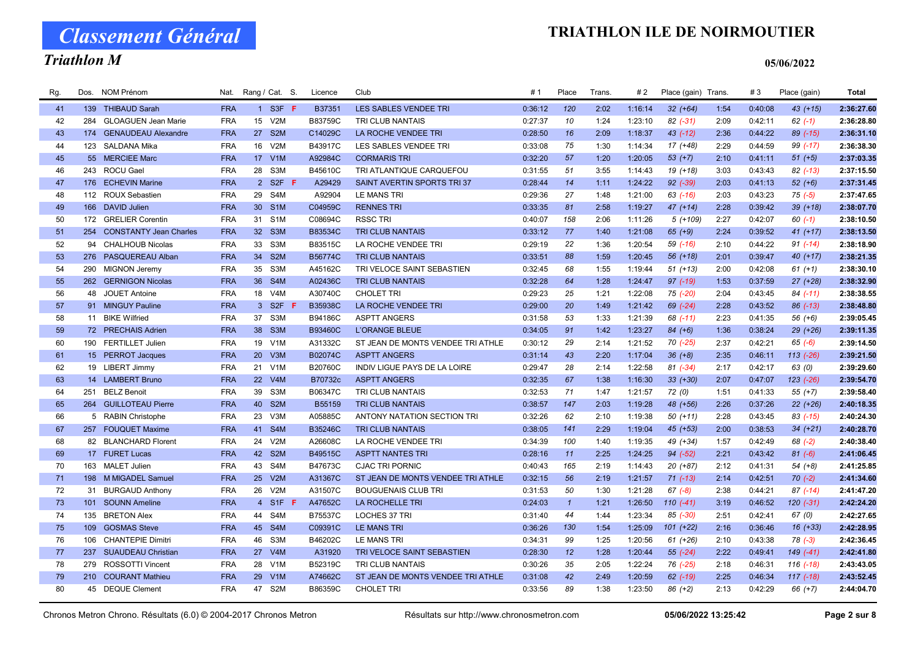# Classement Général

## Triathlon M

# TRIATHLON ILE DE NOIRMOUTIER

05/06/2022

| Rg. | Dos. | NOM Prénom | Nat. | Rang / Cat. | | S. | Licence | Club | # 1 | Place | Trans. | # 2 | Place (gain) | Trans. | # 3 | Place (gain) | Total |
|---|---|---|---|---|---|---|---|---|---|---|---|---|---|---|---|---|---|
| 41 | 139 | THIBAUD Sarah | FRA | 1 | S3F | F | B37351 | LES SABLES VENDEE TRI | 0:36:12 | 120 | 2:02 | 1:16:14 | 32 (+64) | 1:54 | 0:40:08 | 43 (+15) | 2:36:27.60 |
| 42 | 284 | GLOAGUEN Jean Marie | FRA | 15 | V2M | | B83759C | TRI CLUB NANTAIS | 0:27:37 | 10 | 1:24 | 1:23:10 | 82 (-31) | 2:09 | 0:42:11 | 62 (-1) | 2:36:28.80 |
| 43 | 174 | GENAUDEAU Alexandre | FRA | 27 | S2M | | C14029C | LA ROCHE VENDEE TRI | 0:28:50 | 16 | 2:09 | 1:18:37 | 43 (-12) | 2:36 | 0:44:22 | 89 (-15) | 2:36:31.10 |
| 44 | 123 | SALDANA Mika | FRA | 16 | V2M | | B43917C | LES SABLES VENDEE TRI | 0:33:08 | 75 | 1:30 | 1:14:34 | 17 (+48) | 2:29 | 0:44:59 | 99 (-17) | 2:36:38.30 |
| 45 | 55 | MERCIEE Marc | FRA | 17 | V1M | | A92984C | CORMARIS TRI | 0:32:20 | 57 | 1:20 | 1:20:05 | 53 (+7) | 2:10 | 0:41:11 | 51 (+5) | 2:37:03.35 |
| 46 | 243 | ROCU Gael | FRA | 28 | S3M | | B45610C | TRI ATLANTIQUE CARQUEFOU | 0:31:55 | 51 | 3:55 | 1:14:43 | 19 (+18) | 3:03 | 0:43:43 | 82 (-13) | 2:37:15.50 |
| 47 | 176 | ECHEVIN Marine | FRA | 2 | S2F | F | A29429 | SAINT AVERTIN SPORTS TRI 37 | 0:28:44 | 14 | 1:11 | 1:24:22 | 92 (-39) | 2:03 | 0:41:13 | 52 (+6) | 2:37:31.45 |
| 48 | 112 | ROUX Sebastien | FRA | 29 | S4M | | A92904 | LE MANS TRI | 0:29:36 | 27 | 1:48 | 1:21:00 | 63 (-16) | 2:03 | 0:43:23 | 75 (-5) | 2:37:47.65 |
| 49 | 166 | DAVID Julien | FRA | 30 | S1M | | C04959C | RENNES TRI | 0:33:35 | 81 | 2:58 | 1:19:27 | 47 (+14) | 2:28 | 0:39:42 | 39 (+18) | 2:38:07.70 |
| 50 | 172 | GRELIER Corentin | FRA | 31 | S1M | | C08694C | RSSC TRI | 0:40:07 | 158 | 2:06 | 1:11:26 | 5 (+109) | 2:27 | 0:42:07 | 60 (-1) | 2:38:10.50 |
| 51 | 254 | CONSTANTY Jean Charles | FRA | 32 | S3M | | B83534C | TRI CLUB NANTAIS | 0:33:12 | 77 | 1:40 | 1:21:08 | 65 (+9) | 2:24 | 0:39:52 | 41 (+17) | 2:38:13.50 |
| 52 | 94 | CHALHOUB Nicolas | FRA | 33 | S3M | | B83515C | LA ROCHE VENDEE TRI | 0:29:19 | 22 | 1:36 | 1:20:54 | 59 (-16) | 2:10 | 0:44:22 | 91 (-14) | 2:38:18.90 |
| 53 | 276 | PASQUEREAU Alban | FRA | 34 | S2M | | B56774C | TRI CLUB NANTAIS | 0:33:51 | 88 | 1:59 | 1:20:45 | 56 (+18) | 2:01 | 0:39:47 | 40 (+17) | 2:38:21.35 |
| 54 | 290 | MIGNON Jeremy | FRA | 35 | S3M | | A45162C | TRI VELOCE SAINT SEBASTIEN | 0:32:45 | 68 | 1:55 | 1:19:44 | 51 (+13) | 2:00 | 0:42:08 | 61 (+1) | 2:38:30.10 |
| 55 | 262 | GERNIGON Nicolas | FRA | 36 | S4M | | A02436C | TRI CLUB NANTAIS | 0:32:28 | 64 | 1:28 | 1:24:47 | 97 (-19) | 1:53 | 0:37:59 | 27 (+28) | 2:38:32.90 |
| 56 | 48 | JOUET Antoine | FRA | 18 | V4M | | A30740C | CHOLET TRI | 0:29:23 | 25 | 1:21 | 1:22:08 | 75 (-20) | 2:04 | 0:43:45 | 84 (-11) | 2:38:38.55 |
| 57 | 91 | MINGUY Pauline | FRA | 3 | S2F | F | B35938C | LA ROCHE VENDEE TRI | 0:29:00 | 20 | 1:49 | 1:21:42 | 69 (-24) | 2:28 | 0:43:52 | 86 (-13) | 2:38:48.80 |
| 58 | 11 | BIKE Wilfried | FRA | 37 | S3M | | B94186C | ASPTT ANGERS | 0:31:58 | 53 | 1:33 | 1:21:39 | 68 (-11) | 2:23 | 0:41:35 | 56 (+6) | 2:39:05.45 |
| 59 | 72 | PRECHAIS Adrien | FRA | 38 | S3M | | B93460C | L'ORANGE BLEUE | 0:34:05 | 91 | 1:42 | 1:23:27 | 84 (+6) | 1:36 | 0:38:24 | 29 (+26) | 2:39:11.35 |
| 60 | 190 | FERTILLET Julien | FRA | 19 | V1M | | A31332C | ST JEAN DE MONTS VENDEE TRI ATHLE | 0:30:12 | 29 | 2:14 | 1:21:52 | 70 (-25) | 2:37 | 0:42:21 | 65 (-6) | 2:39:14.50 |
| 61 | 15 | PERROT Jacques | FRA | 20 | V3M | | B02074C | ASPTT ANGERS | 0:31:14 | 43 | 2:20 | 1:17:04 | 36 (+8) | 2:35 | 0:46:11 | 113 (-26) | 2:39:21.50 |
| 62 | 19 | LIBERT Jimmy | FRA | 21 | V1M | | B20760C | INDIV LIGUE PAYS DE LA LOIRE | 0:29:47 | 28 | 2:14 | 1:22:58 | 81 (-34) | 2:17 | 0:42:17 | 63 (0) | 2:39:29.60 |
| 63 | 14 | LAMBERT Bruno | FRA | 22 | V4M | | B70732c | ASPTT ANGERS | 0:32:35 | 67 | 1:38 | 1:16:30 | 33 (+30) | 2:07 | 0:47:07 | 123 (-26) | 2:39:54.70 |
| 64 | 251 | BELZ Benoit | FRA | 39 | S3M | | B06347C | TRI CLUB NANTAIS | 0:32:53 | 71 | 1:47 | 1:21:57 | 72 (0) | 1:51 | 0:41:33 | 55 (+7) | 2:39:58.40 |
| 65 | 264 | GUILLOTEAU Pierre | FRA | 40 | S2M | | B55159 | TRI CLUB NANTAIS | 0:38:57 | 147 | 2:03 | 1:19:28 | 48 (+56) | 2:26 | 0:37:26 | 22 (+26) | 2:40:18.35 |
| 66 | 5 | RABIN Christophe | FRA | 23 | V3M | | A05885C | ANTONY NATATION SECTION TRI | 0:32:26 | 62 | 2:10 | 1:19:38 | 50 (+11) | 2:28 | 0:43:45 | 83 (-15) | 2:40:24.30 |
| 67 | 257 | FOUQUET Maxime | FRA | 41 | S4M | | B35246C | TRI CLUB NANTAIS | 0:38:05 | 141 | 2:29 | 1:19:04 | 45 (+53) | 2:00 | 0:38:53 | 34 (+21) | 2:40:28.70 |
| 68 | 82 | BLANCHARD Florent | FRA | 24 | V2M | | A26608C | LA ROCHE VENDEE TRI | 0:34:39 | 100 | 1:40 | 1:19:35 | 49 (+34) | 1:57 | 0:42:49 | 68 (-2) | 2:40:38.40 |
| 69 | 17 | FURET Lucas | FRA | 42 | S2M | | B49515C | ASPTT NANTES TRI | 0:28:16 | 11 | 2:25 | 1:24:25 | 94 (-52) | 2:21 | 0:43:42 | 81 (-6) | 2:41:06.45 |
| 70 | 163 | MALET Julien | FRA | 43 | S4M | | B47673C | CJAC TRI PORNIC | 0:40:43 | 165 | 2:19 | 1:14:43 | 20 (+87) | 2:12 | 0:41:31 | 54 (+8) | 2:41:25.85 |
| 71 | 198 | M MIGADEL Samuel | FRA | 25 | V2M | | A31367C | ST JEAN DE MONTS VENDEE TRI ATHLE | 0:32:15 | 56 | 2:19 | 1:21:57 | 71 (-13) | 2:14 | 0:42:51 | 70 (-2) | 2:41:34.60 |
| 72 | 31 | BURGAUD Anthony | FRA | 26 | V2M | | A31507C | BOUGUENAIS CLUB TRI | 0:31:53 | 50 | 1:30 | 1:21:28 | 67 (-8) | 2:38 | 0:44:21 | 87 (-14) | 2:41:47.20 |
| 73 | 101 | SOUNN Ameline | FRA | 4 | S1F | F | A47652C | LA ROCHELLE TRI | 0:24:03 | 1 | 1:21 | 1:26:50 | 110 (-41) | 3:19 | 0:46:52 | 120 (-31) | 2:42:24.20 |
| 74 | 135 | BRETON Alex | FRA | 44 | S4M | | B75537C | LOCHES 37 TRI | 0:31:40 | 44 | 1:44 | 1:23:34 | 85 (-30) | 2:51 | 0:42:41 | 67 (0) | 2:42:27.65 |
| 75 | 109 | GOSMAS Steve | FRA | 45 | S4M | | C09391C | LE MANS TRI | 0:36:26 | 130 | 1:54 | 1:25:09 | 101 (+22) | 2:16 | 0:36:46 | 16 (+33) | 2:42:28.95 |
| 76 | 106 | CHANTEPIE Dimitri | FRA | 46 | S3M | | B46202C | LE MANS TRI | 0:34:31 | 99 | 1:25 | 1:20:56 | 61 (+26) | 2:10 | 0:43:38 | 78 (-3) | 2:42:36.45 |
| 77 | 237 | SUAUDEAU Christian | FRA | 27 | V4M | | A31920 | TRI VELOCE SAINT SEBASTIEN | 0:28:30 | 12 | 1:28 | 1:20:44 | 55 (-24) | 2:22 | 0:49:41 | 149 (-41) | 2:42:41.80 |
| 78 | 279 | ROSSOTTI Vincent | FRA | 28 | V1M | | B52319C | TRI CLUB NANTAIS | 0:30:26 | 35 | 2:05 | 1:22:24 | 76 (-25) | 2:18 | 0:46:31 | 116 (-18) | 2:43:03.05 |
| 79 | 210 | COURANT Mathieu | FRA | 29 | V1M | | A74662C | ST JEAN DE MONTS VENDEE TRI ATHLE | 0:31:08 | 42 | 2:49 | 1:20:59 | 62 (-19) | 2:25 | 0:46:34 | 117 (-18) | 2:43:52.45 |
| 80 | 45 | DEQUE Clement | FRA | 47 | S2M | | B86359C | CHOLET TRI | 0:33:56 | 89 | 1:38 | 1:23:50 | 86 (+2) | 2:13 | 0:42:29 | 66 (+7) | 2:44:04.70 |

Chronos Metron Chrono. Résultats (6.0) © 2004-2017 Chronos Metron — Résultats sur http://www.chronosmetron.com — 05/06/2022 13:25:42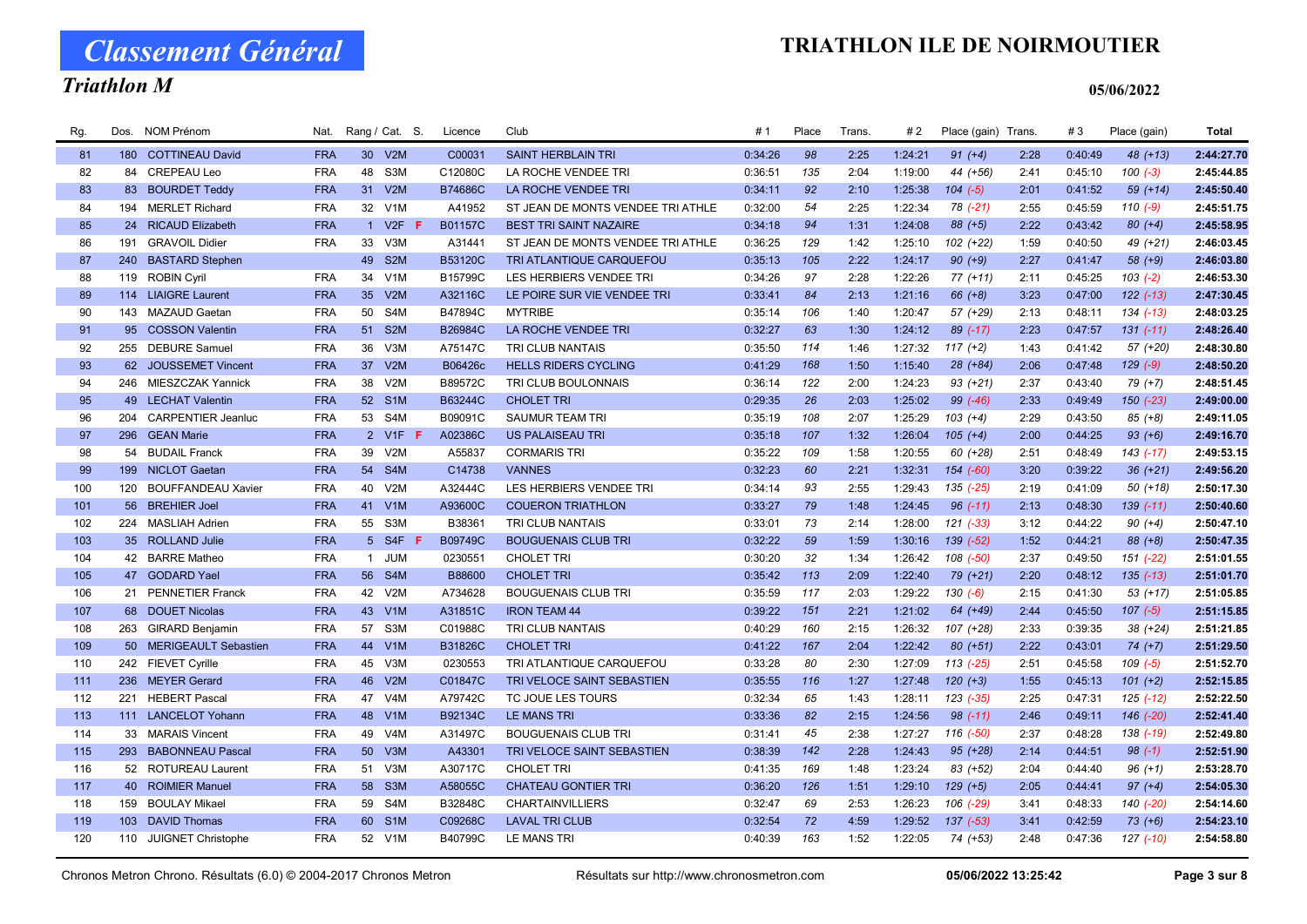# Classement Général

## Triathlon M

# TRIATHLON ILE DE NOIRMOUTIER

05/06/2022

| Rg. | Dos. | NOM Prénom | Nat. | Rang / Cat. | S. | Licence | Club | # 1 | Place | Trans. | # 2 | Place (gain) | Trans. | # 3 | Place (gain) | Total |
|---|---|---|---|---|---|---|---|---|---|---|---|---|---|---|---|---|
| 81 | 180 | COTTINEAU David | FRA | 30 V2M | | C00031 | SAINT HERBLAIN TRI | 0:34:26 | 98 | 2:25 | 1:24:21 | 91 (+4) | 2:28 | 0:40:49 | 48 (+13) | 2:44:27.70 |
| 82 | 84 | CREPEAU Leo | FRA | 48 S3M | | C12080C | LA ROCHE VENDEE TRI | 0:36:51 | 135 | 2:04 | 1:19:00 | 44 (+56) | 2:41 | 0:45:10 | 100 (-3) | 2:45:44.85 |
| 83 | 83 | BOURDET Teddy | FRA | 31 V2M | | B74686C | LA ROCHE VENDEE TRI | 0:34:11 | 92 | 2:10 | 1:25:38 | 104 (-5) | 2:01 | 0:41:52 | 59 (+14) | 2:45:50.40 |
| 84 | 194 | MERLET Richard | FRA | 32 V1M | | A41952 | ST JEAN DE MONTS VENDEE TRI ATHLE | 0:32:00 | 54 | 2:25 | 1:22:34 | 78 (-21) | 2:55 | 0:45:59 | 110 (-9) | 2:45:51.75 |
| 85 | 24 | RICAUD Elizabeth | FRA | 1 V2F | F | B01157C | BEST TRI SAINT NAZAIRE | 0:34:18 | 94 | 1:31 | 1:24:08 | 88 (+5) | 2:22 | 0:43:42 | 80 (+4) | 2:45:58.95 |
| 86 | 191 | GRAVOIL Didier | FRA | 33 V3M | | A31441 | ST JEAN DE MONTS VENDEE TRI ATHLE | 0:36:25 | 129 | 1:42 | 1:25:10 | 102 (+22) | 1:59 | 0:40:50 | 49 (+21) | 2:46:03.45 |
| 87 | 240 | BASTARD Stephen | | 49 S2M | | B53120C | TRI ATLANTIQUE CARQUEFOU | 0:35:13 | 105 | 2:22 | 1:24:17 | 90 (+9) | 2:27 | 0:41:47 | 58 (+9) | 2:46:03.80 |
| 88 | 119 | ROBIN Cyril | FRA | 34 V1M | | B15799C | LES HERBIERS VENDEE TRI | 0:34:26 | 97 | 2:28 | 1:22:26 | 77 (+11) | 2:11 | 0:45:25 | 103 (-2) | 2:46:53.30 |
| 89 | 114 | LIAIGRE Laurent | FRA | 35 V2M | | A32116C | LE POIRE SUR VIE VENDEE TRI | 0:33:41 | 84 | 2:13 | 1:21:16 | 66 (+8) | 3:23 | 0:47:00 | 122 (-13) | 2:47:30.45 |
| 90 | 143 | MAZAUD Gaetan | FRA | 50 S4M | | B47894C | MYTRIBE | 0:35:14 | 106 | 1:40 | 1:20:47 | 57 (+29) | 2:13 | 0:48:11 | 134 (-13) | 2:48:03.25 |
| 91 | 95 | COSSON Valentin | FRA | 51 S2M | | B26984C | LA ROCHE VENDEE TRI | 0:32:27 | 63 | 1:30 | 1:24:12 | 89 (-17) | 2:23 | 0:47:57 | 131 (-11) | 2:48:26.40 |
| 92 | 255 | DEBURE Samuel | FRA | 36 V3M | | A75147C | TRI CLUB NANTAIS | 0:35:50 | 114 | 1:46 | 1:27:32 | 117 (+2) | 1:43 | 0:41:42 | 57 (+20) | 2:48:30.80 |
| 93 | 62 | JOUSSEMET Vincent | FRA | 37 V2M | | B06426c | HELLS RIDERS CYCLING | 0:41:29 | 168 | 1:50 | 1:15:40 | 28 (+84) | 2:06 | 0:47:48 | 129 (-9) | 2:48:50.20 |
| 94 | 246 | MIESZCZAK Yannick | FRA | 38 V2M | | B89572C | TRI CLUB BOULONNAIS | 0:36:14 | 122 | 2:00 | 1:24:23 | 93 (+21) | 2:37 | 0:43:40 | 79 (+7) | 2:48:51.45 |
| 95 | 49 | LECHAT Valentin | FRA | 52 S1M | | B63244C | CHOLET TRI | 0:29:35 | 26 | 2:03 | 1:25:02 | 99 (-46) | 2:33 | 0:49:49 | 150 (-23) | 2:49:00.00 |
| 96 | 204 | CARPENTIER Jeanluc | FRA | 53 S4M | | B09091C | SAUMUR TEAM TRI | 0:35:19 | 108 | 2:07 | 1:25:29 | 103 (+4) | 2:29 | 0:43:50 | 85 (+8) | 2:49:11.05 |
| 97 | 296 | GEAN Marie | FRA | 2 V1F | F | A02386C | US PALAISEAU TRI | 0:35:18 | 107 | 1:32 | 1:26:04 | 105 (+4) | 2:00 | 0:44:25 | 93 (+6) | 2:49:16.70 |
| 98 | 54 | BUDAIL Franck | FRA | 39 V2M | | A55837 | CORMARIS TRI | 0:35:22 | 109 | 1:58 | 1:20:55 | 60 (+28) | 2:51 | 0:48:49 | 143 (-17) | 2:49:53.15 |
| 99 | 199 | NICLOT Gaetan | FRA | 54 S4M | | C14738 | VANNES | 0:32:23 | 60 | 2:21 | 1:32:31 | 154 (-60) | 3:20 | 0:39:22 | 36 (+21) | 2:49:56.20 |
| 100 | 120 | BOUFFANDEAU Xavier | FRA | 40 V2M | | A32444C | LES HERBIERS VENDEE TRI | 0:34:14 | 93 | 2:55 | 1:29:43 | 135 (-25) | 2:19 | 0:41:09 | 50 (+18) | 2:50:17.30 |
| 101 | 56 | BREHIER Joel | FRA | 41 V1M | | A93600C | COUERON TRIATHLON | 0:33:27 | 79 | 1:48 | 1:24:45 | 96 (-11) | 2:13 | 0:48:30 | 139 (-11) | 2:50:40.60 |
| 102 | 224 | MASLIAH Adrien | FRA | 55 S3M | | B38361 | TRI CLUB NANTAIS | 0:33:01 | 73 | 2:14 | 1:28:00 | 121 (-33) | 3:12 | 0:44:22 | 90 (+4) | 2:50:47.10 |
| 103 | 35 | ROLLAND Julie | FRA | 5 S4F | F | B09749C | BOUGUENAIS CLUB TRI | 0:32:22 | 59 | 1:59 | 1:30:16 | 139 (-52) | 1:52 | 0:44:21 | 88 (+8) | 2:50:47.35 |
| 104 | 42 | BARRE Matheo | FRA | 1 JUM | | 0230551 | CHOLET TRI | 0:30:20 | 32 | 1:34 | 1:26:42 | 108 (-50) | 2:37 | 0:49:50 | 151 (-22) | 2:51:01.55 |
| 105 | 47 | GODARD Yael | FRA | 56 S4M | | B88600 | CHOLET TRI | 0:35:42 | 113 | 2:09 | 1:22:40 | 79 (+21) | 2:20 | 0:48:12 | 135 (-13) | 2:51:01.70 |
| 106 | 21 | PENNETIER Franck | FRA | 42 V2M | | A734628 | BOUGUENAIS CLUB TRI | 0:35:59 | 117 | 2:03 | 1:29:22 | 130 (-6) | 2:15 | 0:41:30 | 53 (+17) | 2:51:05.85 |
| 107 | 68 | DOUET Nicolas | FRA | 43 V1M | | A31851C | IRON TEAM 44 | 0:39:22 | 151 | 2:21 | 1:21:02 | 64 (+49) | 2:44 | 0:45:50 | 107 (-5) | 2:51:15.85 |
| 108 | 263 | GIRARD Benjamin | FRA | 57 S3M | | C01988C | TRI CLUB NANTAIS | 0:40:29 | 160 | 2:15 | 1:26:32 | 107 (+28) | 2:33 | 0:39:35 | 38 (+24) | 2:51:21.85 |
| 109 | 50 | MERIGEAULT Sebastien | FRA | 44 V1M | | B31826C | CHOLET TRI | 0:41:22 | 167 | 2:04 | 1:22:42 | 80 (+51) | 2:22 | 0:43:01 | 74 (+7) | 2:51:29.50 |
| 110 | 242 | FIEVET Cyrille | FRA | 45 V3M | | 0230553 | TRI ATLANTIQUE CARQUEFOU | 0:33:28 | 80 | 2:30 | 1:27:09 | 113 (-25) | 2:51 | 0:45:58 | 109 (-5) | 2:51:52.70 |
| 111 | 236 | MEYER Gerard | FRA | 46 V2M | | C01847C | TRI VELOCE SAINT SEBASTIEN | 0:35:55 | 116 | 1:27 | 1:27:48 | 120 (+3) | 1:55 | 0:45:13 | 101 (+2) | 2:52:15.85 |
| 112 | 221 | HEBERT Pascal | FRA | 47 V4M | | A79742C | TC JOUE LES TOURS | 0:32:34 | 65 | 1:43 | 1:28:11 | 123 (-35) | 2:25 | 0:47:31 | 125 (-12) | 2:52:22.50 |
| 113 | 111 | LANCELOT Yohann | FRA | 48 V1M | | B92134C | LE MANS TRI | 0:33:36 | 82 | 2:15 | 1:24:56 | 98 (-11) | 2:46 | 0:49:11 | 146 (-20) | 2:52:41.40 |
| 114 | 33 | MARAIS Vincent | FRA | 49 V4M | | A31497C | BOUGUENAIS CLUB TRI | 0:31:41 | 45 | 2:38 | 1:27:27 | 116 (-50) | 2:37 | 0:48:28 | 138 (-19) | 2:52:49.80 |
| 115 | 293 | BABONNEAU Pascal | FRA | 50 V3M | | A43301 | TRI VELOCE SAINT SEBASTIEN | 0:38:39 | 142 | 2:28 | 1:24:43 | 95 (+28) | 2:14 | 0:44:51 | 98 (-1) | 2:52:51.90 |
| 116 | 52 | ROTUREAU Laurent | FRA | 51 V3M | | A30717C | CHOLET TRI | 0:41:35 | 169 | 1:48 | 1:23:24 | 83 (+52) | 2:04 | 0:44:40 | 96 (+1) | 2:53:28.70 |
| 117 | 40 | ROIMIER Manuel | FRA | 58 S3M | | A58055C | CHATEAU GONTIER TRI | 0:36:20 | 126 | 1:51 | 1:29:10 | 129 (+5) | 2:05 | 0:44:41 | 97 (+4) | 2:54:05.30 |
| 118 | 159 | BOULAY Mikael | FRA | 59 S4M | | B32848C | CHARTAINVILLIERS | 0:32:47 | 69 | 2:53 | 1:26:23 | 106 (-29) | 3:41 | 0:48:33 | 140 (-20) | 2:54:14.60 |
| 119 | 103 | DAVID Thomas | FRA | 60 S1M | | C09268C | LAVAL TRI CLUB | 0:32:54 | 72 | 4:59 | 1:29:52 | 137 (-53) | 3:41 | 0:42:59 | 73 (+6) | 2:54:23.10 |
| 120 | 110 | JUIGNET Christophe | FRA | 52 V1M | | B40799C | LE MANS TRI | 0:40:39 | 163 | 1:52 | 1:22:05 | 74 (+53) | 2:48 | 0:47:36 | 127 (-10) | 2:54:58.80 |

Chronos Metron Chrono. Résultats (6.0) © 2004-2017 Chronos Metron — Résultats sur http://www.chronosmetron.com — 05/06/2022 13:25:42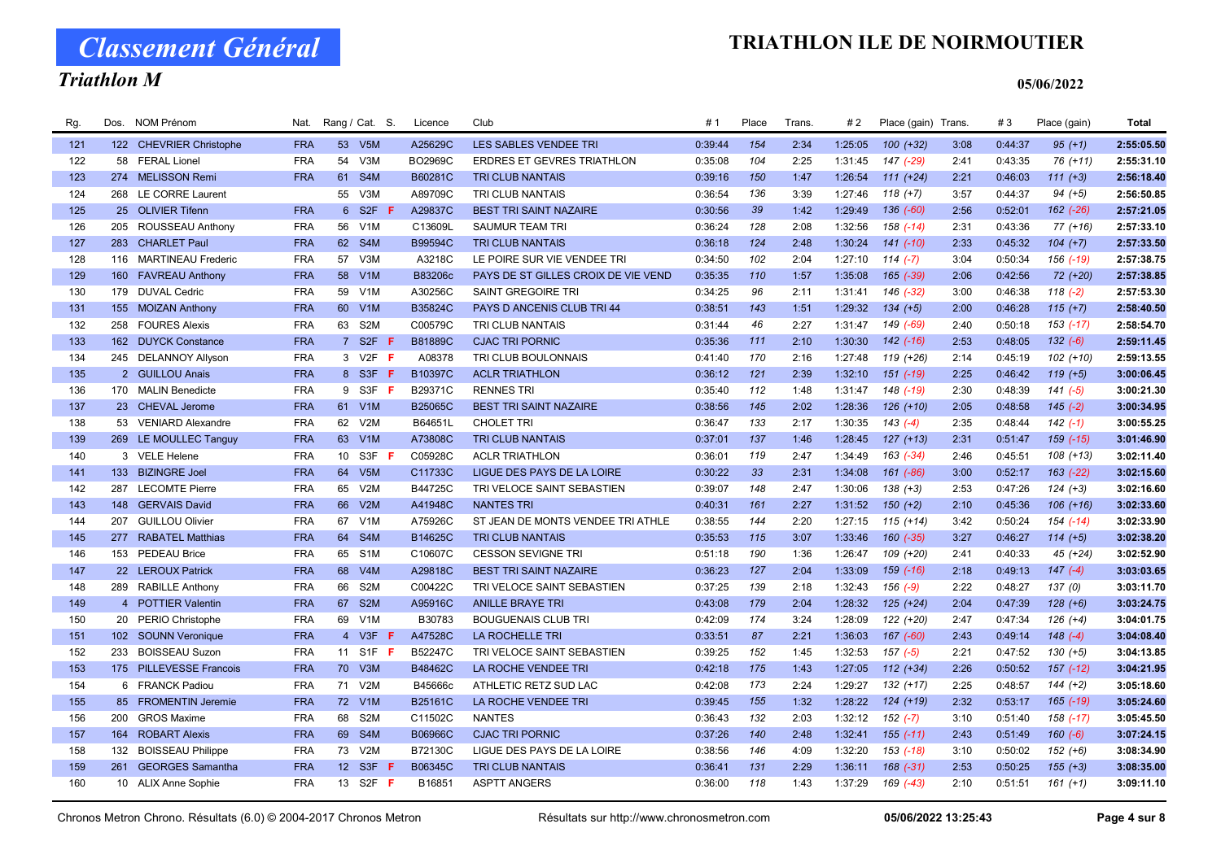# Classement Général

## Triathlon M

# TRIATHLON ILE DE NOIRMOUTIER

05/06/2022

| Rg. | Dos. | NOM Prénom | Nat. | Rang / Cat. | S. | Licence | Club | # 1 | Place | Trans. | # 2 | Place (gain) | Trans. | # 3 | Place (gain) | Total |
|---|---|---|---|---|---|---|---|---|---|---|---|---|---|---|---|---|
| 121 | 122 | CHEVRIER Christophe | FRA | 53 V5M | | A25629C | LES SABLES VENDEE TRI | 0:39:44 | 154 | 2:34 | 1:25:05 | 100 (+32) | 3:08 | 0:44:37 | 95 (+1) | 2:55:05.50 |
| 122 | 58 | FERAL Lionel | FRA | 54 V3M | | BO2969C | ERDRES ET GEVRES TRIATHLON | 0:35:08 | 104 | 2:25 | 1:31:45 | 147 (-29) | 2:41 | 0:43:35 | 76 (+11) | 2:55:31.10 |
| 123 | 274 | MELISSON Remi | FRA | 61 S4M | | B60281C | TRI CLUB NANTAIS | 0:39:16 | 150 | 1:47 | 1:26:54 | 111 (+24) | 2:21 | 0:46:03 | 111 (+3) | 2:56:18.40 |
| 124 | 268 | LE CORRE Laurent | | 55 V3M | | A89709C | TRI CLUB NANTAIS | 0:36:54 | 136 | 3:39 | 1:27:46 | 118 (+7) | 3:57 | 0:44:37 | 94 (+5) | 2:56:50.85 |
| 125 | 25 | OLIVIER Tifenn | FRA | 6 S2F | F | A29837C | BEST TRI SAINT NAZAIRE | 0:30:56 | 39 | 1:42 | 1:29:49 | 136 (-60) | 2:56 | 0:52:01 | 162 (-26) | 2:57:21.05 |
| 126 | 205 | ROUSSEAU Anthony | FRA | 56 V1M | | C13609L | SAUMUR TEAM TRI | 0:36:24 | 128 | 2:08 | 1:32:56 | 158 (-14) | 2:31 | 0:43:36 | 77 (+16) | 2:57:33.10 |
| 127 | 283 | CHARLET Paul | FRA | 62 S4M | | B99594C | TRI CLUB NANTAIS | 0:36:18 | 124 | 2:48 | 1:30:24 | 141 (-10) | 2:33 | 0:45:32 | 104 (+7) | 2:57:33.50 |
| 128 | 116 | MARTINEAU Frederic | FRA | 57 V3M | | A3218C | LE POIRE SUR VIE VENDEE TRI | 0:34:50 | 102 | 2:04 | 1:27:10 | 114 (-7) | 3:04 | 0:50:34 | 156 (-19) | 2:57:38.75 |
| 129 | 160 | FAVREAU Anthony | FRA | 58 V1M | | B83206c | PAYS DE ST GILLES CROIX DE VIE VEND | 0:35:35 | 110 | 1:57 | 1:35:08 | 165 (-39) | 2:06 | 0:42:56 | 72 (+20) | 2:57:38.85 |
| 130 | 179 | DUVAL Cedric | FRA | 59 V1M | | A30256C | SAINT GREGOIRE TRI | 0:34:25 | 96 | 2:11 | 1:31:41 | 146 (-32) | 3:00 | 0:46:38 | 118 (-2) | 2:57:53.30 |
| 131 | 155 | MOIZAN Anthony | FRA | 60 V1M | | B35824C | PAYS D ANCENIS CLUB TRI 44 | 0:38:51 | 143 | 1:51 | 1:29:32 | 134 (+5) | 2:00 | 0:46:28 | 115 (+7) | 2:58:40.50 |
| 132 | 258 | FOURES Alexis | FRA | 63 S2M | | C00579C | TRI CLUB NANTAIS | 0:31:44 | 46 | 2:27 | 1:31:47 | 149 (-69) | 2:40 | 0:50:18 | 153 (-17) | 2:58:54.70 |
| 133 | 162 | DUYCK Constance | FRA | 7 S2F | F | B81889C | CJAC TRI PORNIC | 0:35:36 | 111 | 2:10 | 1:30:30 | 142 (-16) | 2:53 | 0:48:05 | 132 (-6) | 2:59:11.45 |
| 134 | 245 | DELANNOY Allyson | FRA | 3 V2F | F | A08378 | TRI CLUB BOULONNAIS | 0:41:40 | 170 | 2:16 | 1:27:48 | 119 (+26) | 2:14 | 0:45:19 | 102 (+10) | 2:59:13.55 |
| 135 | 2 | GUILLOU Anais | FRA | 8 S3F | F | B10397C | ACLR TRIATHLON | 0:36:12 | 121 | 2:39 | 1:32:10 | 151 (-19) | 2:25 | 0:46:42 | 119 (+5) | 3:00:06.45 |
| 136 | 170 | MALIN Benedicte | FRA | 9 S3F | F | B29371C | RENNES TRI | 0:35:40 | 112 | 1:48 | 1:31:47 | 148 (-19) | 2:30 | 0:48:39 | 141 (-5) | 3:00:21.30 |
| 137 | 23 | CHEVAL Jerome | FRA | 61 V1M | | B25065C | BEST TRI SAINT NAZAIRE | 0:38:56 | 145 | 2:02 | 1:28:36 | 126 (+10) | 2:05 | 0:48:58 | 145 (-2) | 3:00:34.95 |
| 138 | 53 | VENIARD Alexandre | FRA | 62 V2M | | B64651L | CHOLET TRI | 0:36:47 | 133 | 2:17 | 1:30:35 | 143 (-4) | 2:35 | 0:48:44 | 142 (-1) | 3:00:55.25 |
| 139 | 269 | LE MOULLEC Tanguy | FRA | 63 V1M | | A73808C | TRI CLUB NANTAIS | 0:37:01 | 137 | 1:46 | 1:28:45 | 127 (+13) | 2:31 | 0:51:47 | 159 (-15) | 3:01:46.90 |
| 140 | 3 | VELE Helene | FRA | 10 S3F | F | C05928C | ACLR TRIATHLON | 0:36:01 | 119 | 2:47 | 1:34:49 | 163 (-34) | 2:46 | 0:45:51 | 108 (+13) | 3:02:11.40 |
| 141 | 133 | BIZINGRE Joel | FRA | 64 V5M | | C11733C | LIGUE DES PAYS DE LA LOIRE | 0:30:22 | 33 | 2:31 | 1:34:08 | 161 (-86) | 3:00 | 0:52:17 | 163 (-22) | 3:02:15.60 |
| 142 | 287 | LECOMTE Pierre | FRA | 65 V2M | | B44725C | TRI VELOCE SAINT SEBASTIEN | 0:39:07 | 148 | 2:47 | 1:30:06 | 138 (+3) | 2:53 | 0:47:26 | 124 (+3) | 3:02:16.60 |
| 143 | 148 | GERVAIS David | FRA | 66 V2M | | A41948C | NANTES TRI | 0:40:31 | 161 | 2:27 | 1:31:52 | 150 (+2) | 2:10 | 0:45:36 | 106 (+16) | 3:02:33.60 |
| 144 | 207 | GUILLOU Olivier | FRA | 67 V1M | | A75926C | ST JEAN DE MONTS VENDEE TRI ATHLE | 0:38:55 | 144 | 2:20 | 1:27:15 | 115 (+14) | 3:42 | 0:50:24 | 154 (-14) | 3:02:33.90 |
| 145 | 277 | RABATEL Matthias | FRA | 64 S4M | | B14625C | TRI CLUB NANTAIS | 0:35:53 | 115 | 3:07 | 1:33:46 | 160 (-35) | 3:27 | 0:46:27 | 114 (+5) | 3:02:38.20 |
| 146 | 153 | PEDEAU Brice | FRA | 65 S1M | | C10607C | CESSON SEVIGNE TRI | 0:51:18 | 190 | 1:36 | 1:26:47 | 109 (+20) | 2:41 | 0:40:33 | 45 (+24) | 3:02:52.90 |
| 147 | 22 | LEROUX Patrick | FRA | 68 V4M | | A29818C | BEST TRI SAINT NAZAIRE | 0:36:23 | 127 | 2:04 | 1:33:09 | 159 (-16) | 2:18 | 0:49:13 | 147 (-4) | 3:03:03.65 |
| 148 | 289 | RABILLE Anthony | FRA | 66 S2M | | C00422C | TRI VELOCE SAINT SEBASTIEN | 0:37:25 | 139 | 2:18 | 1:32:43 | 156 (-9) | 2:22 | 0:48:27 | 137 (0) | 3:03:11.70 |
| 149 | 4 | POTTIER Valentin | FRA | 67 S2M | | A95916C | ANILLE BRAYE TRI | 0:43:08 | 179 | 2:04 | 1:28:32 | 125 (+24) | 2:04 | 0:47:39 | 128 (+6) | 3:03:24.75 |
| 150 | 20 | PERIO Christophe | FRA | 69 V1M | | B30783 | BOUGUENAIS CLUB TRI | 0:42:09 | 174 | 3:24 | 1:28:09 | 122 (+20) | 2:47 | 0:47:34 | 126 (+4) | 3:04:01.75 |
| 151 | 102 | SOUNN Veronique | FRA | 4 V3F | F | A47528C | LA ROCHELLE TRI | 0:33:51 | 87 | 2:21 | 1:36:03 | 167 (-60) | 2:43 | 0:49:14 | 148 (-4) | 3:04:08.40 |
| 152 | 233 | BOISSEAU Suzon | FRA | 11 S1F | F | B52247C | TRI VELOCE SAINT SEBASTIEN | 0:39:25 | 152 | 1:45 | 1:32:53 | 157 (-5) | 2:21 | 0:47:52 | 130 (+5) | 3:04:13.85 |
| 153 | 175 | PILLEVESSE Francois | FRA | 70 V3M | | B48462C | LA ROCHE VENDEE TRI | 0:42:18 | 175 | 1:43 | 1:27:05 | 112 (+34) | 2:26 | 0:50:52 | 157 (-12) | 3:04:21.95 |
| 154 | 6 | FRANCK Padiou | FRA | 71 V2M | | B45666c | ATHLETIC RETZ SUD LAC | 0:42:08 | 173 | 2:24 | 1:29:27 | 132 (+17) | 2:25 | 0:48:57 | 144 (+2) | 3:05:18.60 |
| 155 | 85 | FROMENTIN Jeremie | FRA | 72 V1M | | B25161C | LA ROCHE VENDEE TRI | 0:39:45 | 155 | 1:32 | 1:28:22 | 124 (+19) | 2:32 | 0:53:17 | 165 (-19) | 3:05:24.60 |
| 156 | 200 | GROS Maxime | FRA | 68 S2M | | C11502C | NANTES | 0:36:43 | 132 | 2:03 | 1:32:12 | 152 (-7) | 3:10 | 0:51:40 | 158 (-17) | 3:05:45.50 |
| 157 | 164 | ROBART Alexis | FRA | 69 S4M | | B06966C | CJAC TRI PORNIC | 0:37:26 | 140 | 2:48 | 1:32:41 | 155 (-11) | 2:43 | 0:51:49 | 160 (-6) | 3:07:24.15 |
| 158 | 132 | BOISSEAU Philippe | FRA | 73 V2M | | B72130C | LIGUE DES PAYS DE LA LOIRE | 0:38:56 | 146 | 4:09 | 1:32:20 | 153 (-18) | 3:10 | 0:50:02 | 152 (+6) | 3:08:34.90 |
| 159 | 261 | GEORGES Samantha | FRA | 12 S3F | F | B06345C | TRI CLUB NANTAIS | 0:36:41 | 131 | 2:29 | 1:36:11 | 168 (-31) | 2:53 | 0:50:25 | 155 (+3) | 3:08:35.00 |
| 160 | 10 | ALIX Anne Sophie | FRA | 13 S2F | F | B16851 | ASPTT ANGERS | 0:36:00 | 118 | 1:43 | 1:37:29 | 169 (-43) | 2:10 | 0:51:51 | 161 (+1) | 3:09:11.10 |

Chronos Metron Chrono. Résultats (6.0) © 2004-2017 Chronos Metron — Résultats sur http://www.chronosmetron.com — 05/06/2022 13:25:43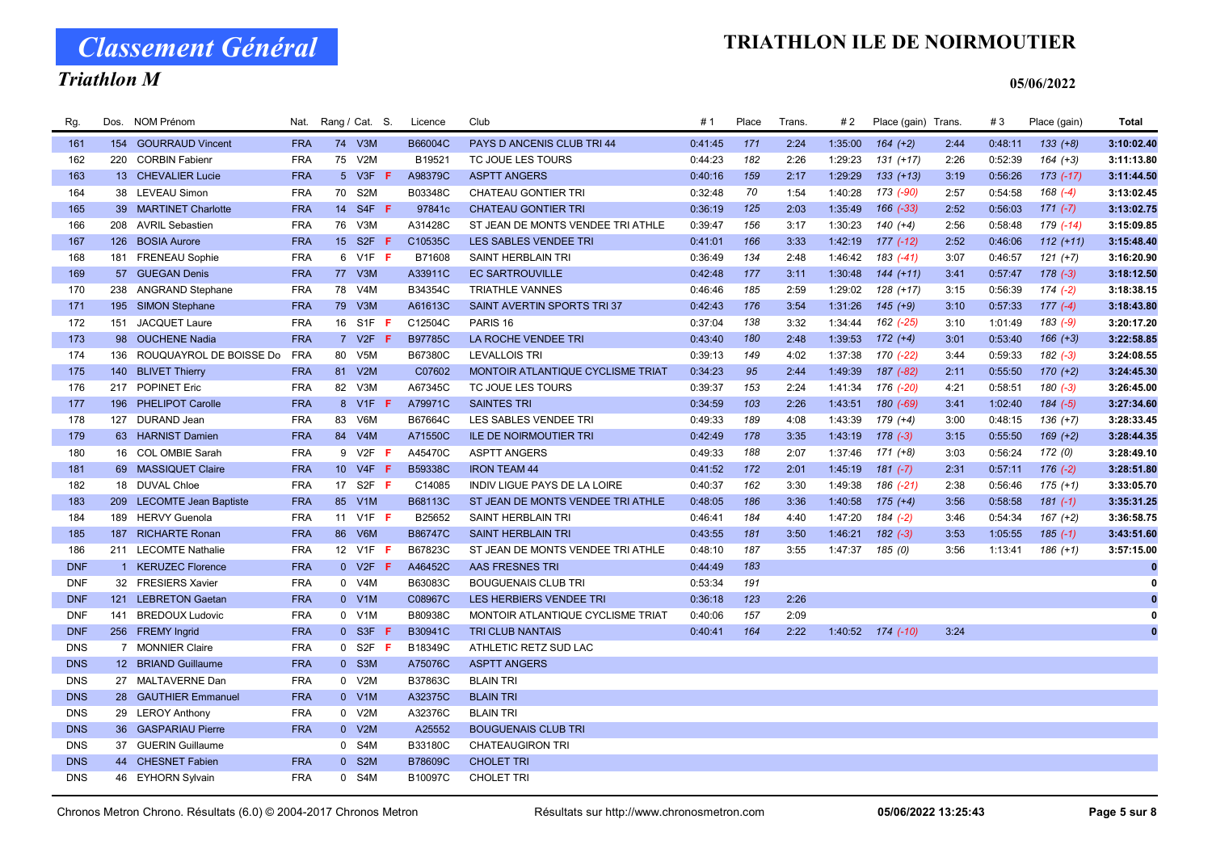# Classement Général

## Triathlon M

# TRIATHLON ILE DE NOIRMOUTIER

05/06/2022

| Rg. | Dos. | NOM Prénom | Nat. | Rang / Cat. | S. | Licence | Club | # 1 | Place | Trans. | # 2 | Place (gain) | Trans. | # 3 | Place (gain) | Total |
|---|---|---|---|---|---|---|---|---|---|---|---|---|---|---|---|---|
| 161 | 154 | GOURRAUD Vincent | FRA | 74 V3M | | B66004C | PAYS D ANCENIS CLUB TRI 44 | 0:41:45 | 171 | 2:24 | 1:35:00 | 164 (+2) | 2:44 | 0:48:11 | 133 (+8) | 3:10:02.40 |
| 162 | 220 | CORBIN Fabienr | FRA | 75 V2M | | B19521 | TC JOUE LES TOURS | 0:44:23 | 182 | 2:26 | 1:29:23 | 131 (+17) | 2:26 | 0:52:39 | 164 (+3) | 3:11:13.80 |
| 163 | 13 | CHEVALIER Lucie | FRA | 5 V3F | F | A98379C | ASPTT ANGERS | 0:40:16 | 159 | 2:17 | 1:29:29 | 133 (+13) | 3:19 | 0:56:26 | 173 (-17) | 3:11:44.50 |
| 164 | 38 | LEVEAU Simon | FRA | 70 S2M | | B03348C | CHATEAU GONTIER TRI | 0:32:48 | 70 | 1:54 | 1:40:28 | 173 (-90) | 2:57 | 0:54:58 | 168 (-4) | 3:13:02.45 |
| 165 | 39 | MARTINET Charlotte | FRA | 14 S4F | F | 97841c | CHATEAU GONTIER TRI | 0:36:19 | 125 | 2:03 | 1:35:49 | 166 (-33) | 2:52 | 0:56:03 | 171 (-7) | 3:13:02.75 |
| 166 | 208 | AVRIL Sebastien | FRA | 76 V3M | | A31428C | ST JEAN DE MONTS VENDEE TRI ATHLE | 0:39:47 | 156 | 3:17 | 1:30:23 | 140 (+4) | 2:56 | 0:58:48 | 179 (-14) | 3:15:09.85 |
| 167 | 126 | BOSIA Aurore | FRA | 15 S2F | F | C10535C | LES SABLES VENDEE TRI | 0:41:01 | 166 | 3:33 | 1:42:19 | 177 (-12) | 2:52 | 0:46:06 | 112 (+11) | 3:15:48.40 |
| 168 | 181 | FRENEAU Sophie | FRA | 6 V1F | F | B71608 | SAINT HERBLAIN TRI | 0:36:49 | 134 | 2:48 | 1:46:42 | 183 (-41) | 3:07 | 0:46:57 | 121 (+7) | 3:16:20.90 |
| 169 | 57 | GUEGAN Denis | FRA | 77 V3M | | A33911C | EC SARTROUVILLE | 0:42:48 | 177 | 3:11 | 1:30:48 | 144 (+11) | 3:41 | 0:57:47 | 178 (-3) | 3:18:12.50 |
| 170 | 238 | ANGRAND Stephane | FRA | 78 V4M | | B34354C | TRIATHLE VANNES | 0:46:46 | 185 | 2:59 | 1:29:02 | 128 (+17) | 3:15 | 0:56:39 | 174 (-2) | 3:18:38.15 |
| 171 | 195 | SIMON Stephane | FRA | 79 V3M | | A61613C | SAINT AVERTIN SPORTS TRI 37 | 0:42:43 | 176 | 3:54 | 1:31:26 | 145 (+9) | 3:10 | 0:57:33 | 177 (-4) | 3:18:43.80 |
| 172 | 151 | JACQUET Laure | FRA | 16 S1F | F | C12504C | PARIS 16 | 0:37:04 | 138 | 3:32 | 1:34:44 | 162 (-25) | 3:10 | 1:01:49 | 183 (-9) | 3:20:17.20 |
| 173 | 98 | OUCHENE Nadia | FRA | 7 V2F | F | B97785C | LA ROCHE VENDEE TRI | 0:43:40 | 180 | 2:48 | 1:39:53 | 172 (+4) | 3:01 | 0:53:40 | 166 (+3) | 3:22:58.85 |
| 174 | 136 | ROUQUAYROL DE BOISSE Do | FRA | 80 V5M | | B67380C | LEVALLOIS TRI | 0:39:13 | 149 | 4:02 | 1:37:38 | 170 (-22) | 3:44 | 0:59:33 | 182 (-3) | 3:24:08.55 |
| 175 | 140 | BLIVET Thierry | FRA | 81 V2M | | C07602 | MONTOIR ATLANTIQUE CYCLISME TRIAT | 0:34:23 | 95 | 2:44 | 1:49:39 | 187 (-82) | 2:11 | 0:55:50 | 170 (+2) | 3:24:45.30 |
| 176 | 217 | POPINET Eric | FRA | 82 V3M | | A67345C | TC JOUE LES TOURS | 0:39:37 | 153 | 2:24 | 1:41:34 | 176 (-20) | 4:21 | 0:58:51 | 180 (-3) | 3:26:45.00 |
| 177 | 196 | PHELIPOT Carolle | FRA | 8 V1F | F | A79971C | SAINTES TRI | 0:34:59 | 103 | 2:26 | 1:43:51 | 180 (-69) | 3:41 | 1:02:40 | 184 (-5) | 3:27:34.60 |
| 178 | 127 | DURAND Jean | FRA | 83 V6M | | B67664C | LES SABLES VENDEE TRI | 0:49:33 | 189 | 4:08 | 1:43:39 | 179 (+4) | 3:00 | 0:48:15 | 136 (+7) | 3:28:33.45 |
| 179 | 63 | HARNIST Damien | FRA | 84 V4M | | A71550C | ILE DE NOIRMOUTIER TRI | 0:42:49 | 178 | 3:35 | 1:43:19 | 178 (-3) | 3:15 | 0:55:50 | 169 (+2) | 3:28:44.35 |
| 180 | 16 | COL OMBIE Sarah | FRA | 9 V2F | F | A45470C | ASPTT ANGERS | 0:49:33 | 188 | 2:07 | 1:37:46 | 171 (+8) | 3:03 | 0:56:24 | 172 (0) | 3:28:49.10 |
| 181 | 69 | MASSIQUET Claire | FRA | 10 V4F | F | B59338C | IRON TEAM 44 | 0:41:52 | 172 | 2:01 | 1:45:19 | 181 (-7) | 2:31 | 0:57:11 | 176 (-2) | 3:28:51.80 |
| 182 | 18 | DUVAL Chloe | FRA | 17 S2F | F | C14085 | INDIV LIGUE PAYS DE LA LOIRE | 0:40:37 | 162 | 3:30 | 1:49:38 | 186 (-21) | 2:38 | 0:56:46 | 175 (+1) | 3:33:05.70 |
| 183 | 209 | LECOMTE Jean Baptiste | FRA | 85 V1M | | B68113C | ST JEAN DE MONTS VENDEE TRI ATHLE | 0:48:05 | 186 | 3:36 | 1:40:58 | 175 (+4) | 3:56 | 0:58:58 | 181 (-1) | 3:35:31.25 |
| 184 | 189 | HERVY Guenola | FRA | 11 V1F | F | B25652 | SAINT HERBLAIN TRI | 0:46:41 | 184 | 4:40 | 1:47:20 | 184 (-2) | 3:46 | 0:54:34 | 167 (+2) | 3:36:58.75 |
| 185 | 187 | RICHARTE Ronan | FRA | 86 V6M | | B86747C | SAINT HERBLAIN TRI | 0:43:55 | 181 | 3:50 | 1:46:21 | 182 (-3) | 3:53 | 1:05:55 | 185 (-1) | 3:43:51.60 |
| 186 | 211 | LECOMTE Nathalie | FRA | 12 V1F | F | B67823C | ST JEAN DE MONTS VENDEE TRI ATHLE | 0:48:10 | 187 | 3:55 | 1:47:37 | 185 (0) | 3:56 | 1:13:41 | 186 (+1) | 3:57:15.00 |
| DNF | 1 | KERUZEC Florence | FRA | 0 V2F | F | A46452C | AAS FRESNES TRI | 0:44:49 | 183 | | | | | | | 0 |
| DNF | 32 | FRESIERS Xavier | FRA | 0 V4M | | B63083C | BOUGUENAIS CLUB TRI | 0:53:34 | 191 | | | | | | | 0 |
| DNF | 121 | LEBRETON Gaetan | FRA | 0 V1M | | C08967C | LES HERBIERS VENDEE TRI | 0:36:18 | 123 | 2:26 | | | | | | 0 |
| DNF | 141 | BREDOUX Ludovic | FRA | 0 V1M | | B80938C | MONTOIR ATLANTIQUE CYCLISME TRIAT | 0:40:06 | 157 | 2:09 | | | | | | 0 |
| DNF | 256 | FREMY Ingrid | FRA | 0 S3F | F | B30941C | TRI CLUB NANTAIS | 0:40:41 | 164 | 2:22 | 1:40:52 | 174 (-10) | 3:24 | | | 0 |
| DNS | 7 | MONNIER Claire | FRA | 0 S2F | F | B18349C | ATHLETIC RETZ SUD LAC | | | | | | | | | |
| DNS | 12 | BRIAND Guillaume | FRA | 0 S3M | | A75076C | ASPTT ANGERS | | | | | | | | | |
| DNS | 27 | MALTAVERNE Dan | FRA | 0 V2M | | B37863C | BLAIN TRI | | | | | | | | | |
| DNS | 28 | GAUTHIER Emmanuel | FRA | 0 V1M | | A32375C | BLAIN TRI | | | | | | | | | |
| DNS | 29 | LEROY Anthony | FRA | 0 V2M | | A32376C | BLAIN TRI | | | | | | | | | |
| DNS | 36 | GASPARIAU Pierre | FRA | 0 V2M | | A25552 | BOUGUENAIS CLUB TRI | | | | | | | | | |
| DNS | 37 | GUERIN Guillaume | | 0 S4M | | B33180C | CHATEAUGIRON TRI | | | | | | | | | |
| DNS | 44 | CHESNET Fabien | FRA | 0 S2M | | B78609C | CHOLET TRI | | | | | | | | | |
| DNS | 46 | EYHORN Sylvain | FRA | 0 S4M | | B10097C | CHOLET TRI | | | | | | | | | |

Chronos Metron Chrono. Résultats (6.0) © 2004-2017 Chronos Metron — Résultats sur http://www.chronosmetron.com — 05/06/2022 13:25:43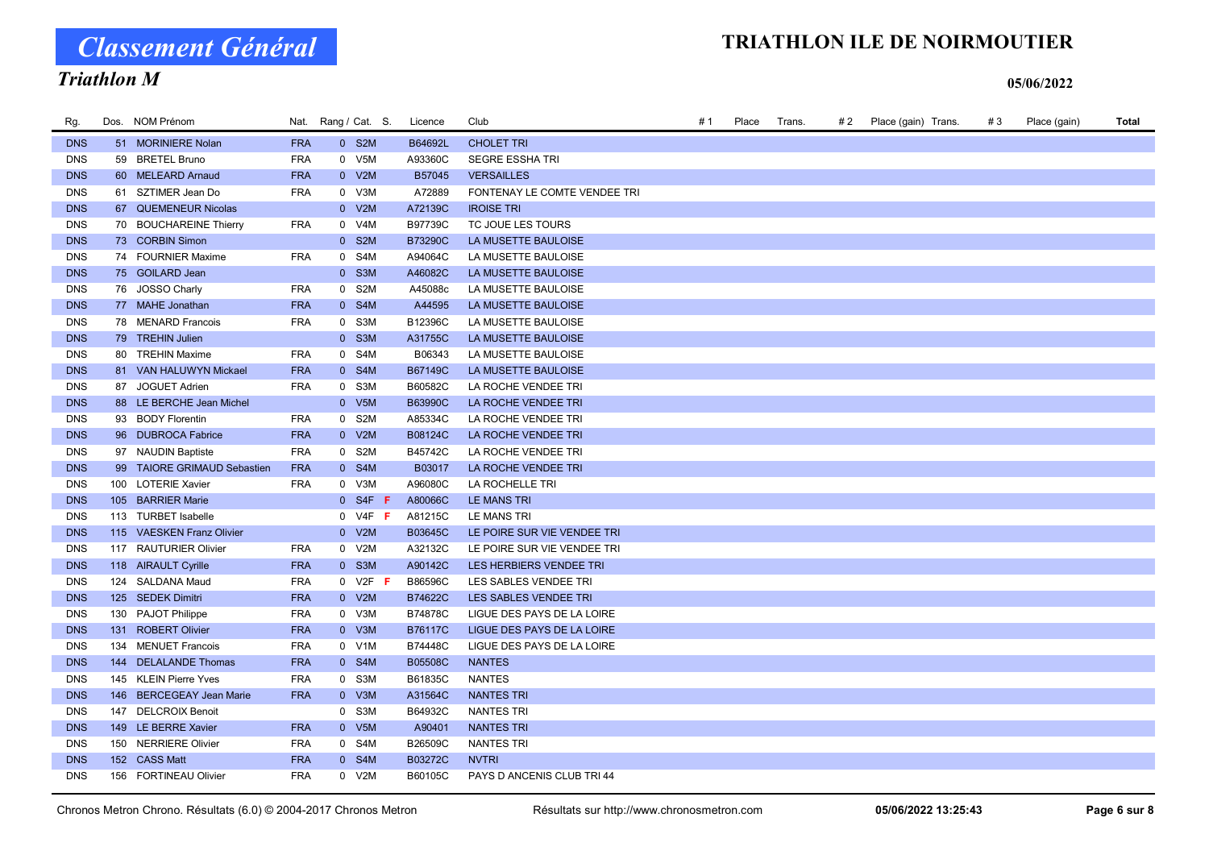# Classement Général

## Triathlon M

# TRIATHLON ILE DE NOIRMOUTIER

05/06/2022

| Rg. | Dos. | NOM Prénom | Nat. | Rang / Cat. | S. | Licence | Club | # 1 | Place | Trans. | # 2 | Place (gain) | Trans. | # 3 | Place (gain) | Total |
|---|---|---|---|---|---|---|---|---|---|---|---|---|---|---|---|---|
| DNS | 51 | MORINIERE Nolan | FRA | 0 S2M | | B64692L | CHOLET TRI | | | | | | | | | |
| DNS | 59 | BRETEL Bruno | FRA | 0 V5M | | A93360C | SEGRE ESSHA TRI | | | | | | | | | |
| DNS | 60 | MELEARD Arnaud | FRA | 0 V2M | | B57045 | VERSAILLES | | | | | | | | | |
| DNS | 61 | SZTIMER Jean Do | FRA | 0 V3M | | A72889 | FONTENAY LE COMTE VENDEE TRI | | | | | | | | | |
| DNS | 67 | QUEMENEUR Nicolas | | 0 V2M | | A72139C | IROISE TRI | | | | | | | | | |
| DNS | 70 | BOUCHAREINE Thierry | FRA | 0 V4M | | B97739C | TC JOUE LES TOURS | | | | | | | | | |
| DNS | 73 | CORBIN Simon | | 0 S2M | | B73290C | LA MUSETTE BAULOISE | | | | | | | | | |
| DNS | 74 | FOURNIER Maxime | FRA | 0 S4M | | A94064C | LA MUSETTE BAULOISE | | | | | | | | | |
| DNS | 75 | GOILARD Jean | | 0 S3M | | A46082C | LA MUSETTE BAULOISE | | | | | | | | | |
| DNS | 76 | JOSSO Charly | FRA | 0 S2M | | A45088c | LA MUSETTE BAULOISE | | | | | | | | | |
| DNS | 77 | MAHE Jonathan | FRA | 0 S4M | | A44595 | LA MUSETTE BAULOISE | | | | | | | | | |
| DNS | 78 | MENARD Francois | FRA | 0 S3M | | B12396C | LA MUSETTE BAULOISE | | | | | | | | | |
| DNS | 79 | TREHIN Julien | | 0 S3M | | A31755C | LA MUSETTE BAULOISE | | | | | | | | | |
| DNS | 80 | TREHIN Maxime | FRA | 0 S4M | | B06343 | LA MUSETTE BAULOISE | | | | | | | | | |
| DNS | 81 | VAN HALUWYN Mickael | FRA | 0 S4M | | B67149C | LA MUSETTE BAULOISE | | | | | | | | | |
| DNS | 87 | JOGUET Adrien | FRA | 0 S3M | | B60582C | LA ROCHE VENDEE TRI | | | | | | | | | |
| DNS | 88 | LE BERCHE Jean Michel | | 0 V5M | | B63990C | LA ROCHE VENDEE TRI | | | | | | | | | |
| DNS | 93 | BODY Florentin | FRA | 0 S2M | | A85334C | LA ROCHE VENDEE TRI | | | | | | | | | |
| DNS | 96 | DUBROCA Fabrice | FRA | 0 V2M | | B08124C | LA ROCHE VENDEE TRI | | | | | | | | | |
| DNS | 97 | NAUDIN Baptiste | FRA | 0 S2M | | B45742C | LA ROCHE VENDEE TRI | | | | | | | | | |
| DNS | 99 | TAIORE GRIMAUD Sebastien | FRA | 0 S4M | | B03017 | LA ROCHE VENDEE TRI | | | | | | | | | |
| DNS | 100 | LOTERIE Xavier | FRA | 0 V3M | | A96080C | LA ROCHELLE TRI | | | | | | | | | |
| DNS | 105 | BARRIER Marie | | 0 S4F | F | A80066C | LE MANS TRI | | | | | | | | | |
| DNS | 113 | TURBET Isabelle | | 0 V4F | F | A81215C | LE MANS TRI | | | | | | | | | |
| DNS | 115 | VAESKEN Franz Olivier | | 0 V2M | | B03645C | LE POIRE SUR VIE VENDEE TRI | | | | | | | | | |
| DNS | 117 | RAUTURIER Olivier | FRA | 0 V2M | | A32132C | LE POIRE SUR VIE VENDEE TRI | | | | | | | | | |
| DNS | 118 | AIRAULT Cyrille | FRA | 0 S3M | | A90142C | LES HERBIERS VENDEE TRI | | | | | | | | | |
| DNS | 124 | SALDANA Maud | FRA | 0 V2F | F | B86596C | LES SABLES VENDEE TRI | | | | | | | | | |
| DNS | 125 | SEDEK Dimitri | FRA | 0 V2M | | B74622C | LES SABLES VENDEE TRI | | | | | | | | | |
| DNS | 130 | PAJOT Philippe | FRA | 0 V3M | | B74878C | LIGUE DES PAYS DE LA LOIRE | | | | | | | | | |
| DNS | 131 | ROBERT Olivier | FRA | 0 V3M | | B76117C | LIGUE DES PAYS DE LA LOIRE | | | | | | | | | |
| DNS | 134 | MENUET Francois | FRA | 0 V1M | | B74448C | LIGUE DES PAYS DE LA LOIRE | | | | | | | | | |
| DNS | 144 | DELALANDE Thomas | FRA | 0 S4M | | B05508C | NANTES | | | | | | | | | |
| DNS | 145 | KLEIN Pierre Yves | FRA | 0 S3M | | B61835C | NANTES | | | | | | | | | |
| DNS | 146 | BERCEGEAY Jean Marie | FRA | 0 V3M | | A31564C | NANTES TRI | | | | | | | | | |
| DNS | 147 | DELCROIX Benoit | | 0 S3M | | B64932C | NANTES TRI | | | | | | | | | |
| DNS | 149 | LE BERRE Xavier | FRA | 0 V5M | | A90401 | NANTES TRI | | | | | | | | | |
| DNS | 150 | NERRIERE Olivier | FRA | 0 S4M | | B26509C | NANTES TRI | | | | | | | | | |
| DNS | 152 | CASS Matt | FRA | 0 S4M | | B03272C | NVTRI | | | | | | | | | |
| DNS | 156 | FORTINEAU Olivier | FRA | 0 V2M | | B60105C | PAYS D ANCENIS CLUB TRI 44 | | | | | | | | | |

Chronos Metron Chrono. Résultats (6.0) © 2004-2017 Chronos Metron — Résultats sur http://www.chronosmetron.com — 05/06/2022 13:25:43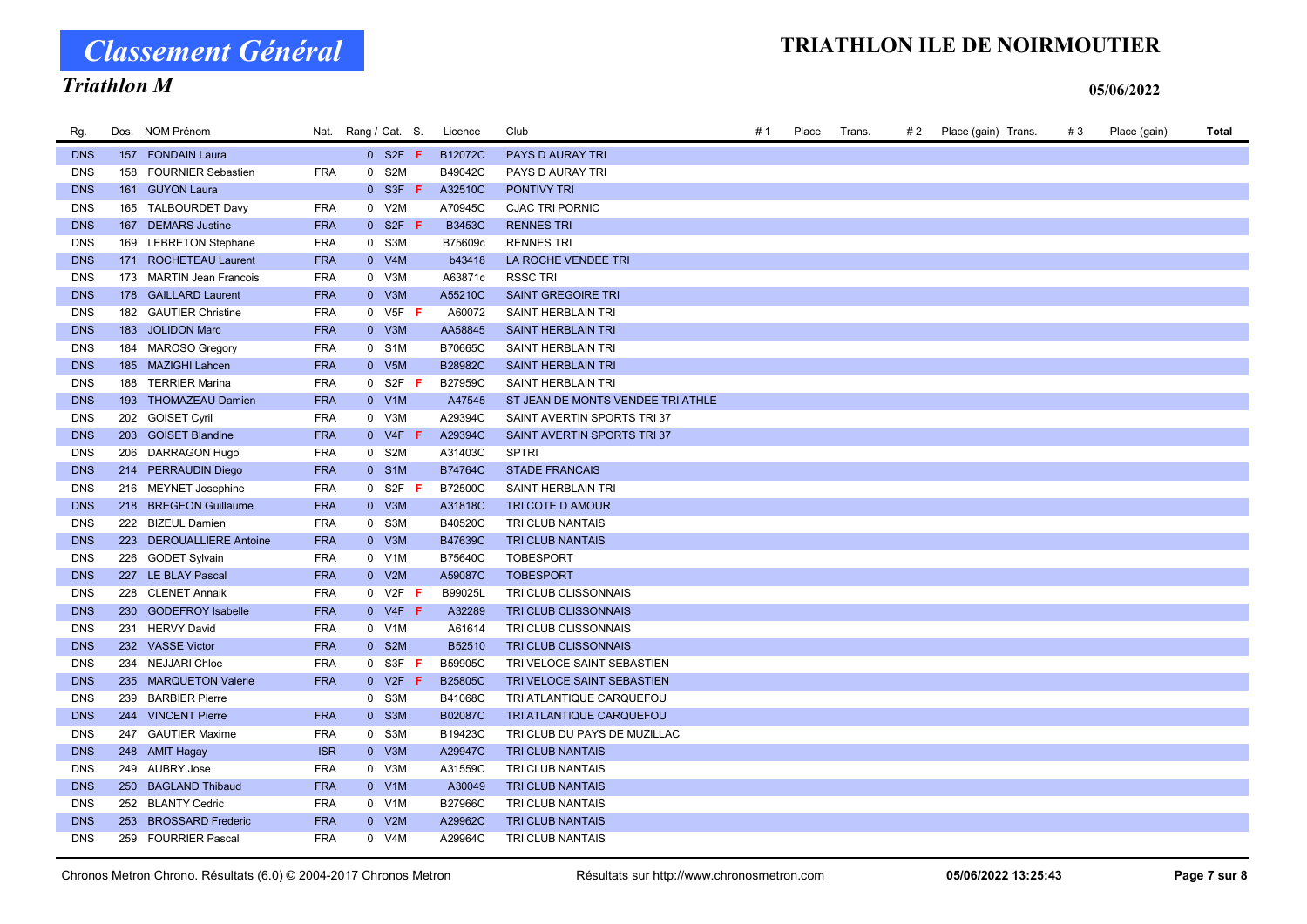# Classement Général

## Triathlon M

**TRIATHLON ILE DE NOIRMOUTIER**

**05/06/2022**

| Rg. | Dos. | NOM Prénom | Nat. | Rang / Cat. | S. | Licence | Club | # 1 | Place | Trans. | # 2 | Place (gain) | Trans. | # 3 | Place (gain) | Total |
|---|---|---|---|---|---|---|---|---|---|---|---|---|---|---|---|---|
| DNS | 157 | FONDAIN Laura | | 0 S2F | F | B12072C | PAYS D AURAY TRI | | | | | | | | | |
| DNS | 158 | FOURNIER Sebastien | FRA | 0 S2M | | B49042C | PAYS D AURAY TRI | | | | | | | | | |
| DNS | 161 | GUYON Laura | | 0 S3F | F | A32510C | PONTIVY TRI | | | | | | | | | |
| DNS | 165 | TALBOURDET Davy | FRA | 0 V2M | | A70945C | CJAC TRI PORNIC | | | | | | | | | |
| DNS | 167 | DEMARS Justine | FRA | 0 S2F | F | B3453C | RENNES TRI | | | | | | | | | |
| DNS | 169 | LEBRETON Stephane | FRA | 0 S3M | | B75609c | RENNES TRI | | | | | | | | | |
| DNS | 171 | ROCHETEAU Laurent | FRA | 0 V4M | | b43418 | LA ROCHE VENDEE TRI | | | | | | | | | |
| DNS | 173 | MARTIN Jean Francois | FRA | 0 V3M | | A63871c | RSSC TRI | | | | | | | | | |
| DNS | 178 | GAILLARD Laurent | FRA | 0 V3M | | A55210C | SAINT GREGOIRE TRI | | | | | | | | | |
| DNS | 182 | GAUTIER Christine | FRA | 0 V5F | F | A60072 | SAINT HERBLAIN TRI | | | | | | | | | |
| DNS | 183 | JOLIDON Marc | FRA | 0 V3M | | AA58845 | SAINT HERBLAIN TRI | | | | | | | | | |
| DNS | 184 | MAROSO Gregory | FRA | 0 S1M | | B70665C | SAINT HERBLAIN TRI | | | | | | | | | |
| DNS | 185 | MAZIGHI Lahcen | FRA | 0 V5M | | B28982C | SAINT HERBLAIN TRI | | | | | | | | | |
| DNS | 188 | TERRIER Marina | FRA | 0 S2F | F | B27959C | SAINT HERBLAIN TRI | | | | | | | | | |
| DNS | 193 | THOMAZEAU Damien | FRA | 0 V1M | | A47545 | ST JEAN DE MONTS VENDEE TRI ATHLE | | | | | | | | | |
| DNS | 202 | GOISET Cyril | FRA | 0 V3M | | A29394C | SAINT AVERTIN SPORTS TRI 37 | | | | | | | | | |
| DNS | 203 | GOISET Blandine | FRA | 0 V4F | F | A29394C | SAINT AVERTIN SPORTS TRI 37 | | | | | | | | | |
| DNS | 206 | DARRAGON Hugo | FRA | 0 S2M | | A31403C | SPTRI | | | | | | | | | |
| DNS | 214 | PERRAUDIN Diego | FRA | 0 S1M | | B74764C | STADE FRANCAIS | | | | | | | | | |
| DNS | 216 | MEYNET Josephine | FRA | 0 S2F | F | B72500C | SAINT HERBLAIN TRI | | | | | | | | | |
| DNS | 218 | BREGEON Guillaume | FRA | 0 V3M | | A31818C | TRI COTE D AMOUR | | | | | | | | | |
| DNS | 222 | BIZEUL Damien | FRA | 0 S3M | | B40520C | TRI CLUB NANTAIS | | | | | | | | | |
| DNS | 223 | DEROUALLIERE Antoine | FRA | 0 V3M | | B47639C | TRI CLUB NANTAIS | | | | | | | | | |
| DNS | 226 | GODET Sylvain | FRA | 0 V1M | | B75640C | TOBESPORT | | | | | | | | | |
| DNS | 227 | LE BLAY Pascal | FRA | 0 V2M | | A59087C | TOBESPORT | | | | | | | | | |
| DNS | 228 | CLENET Annaik | FRA | 0 V2F | F | B99025L | TRI CLUB CLISSONNAIS | | | | | | | | | |
| DNS | 230 | GODEFROY Isabelle | FRA | 0 V4F | F | A32289 | TRI CLUB CLISSONNAIS | | | | | | | | | |
| DNS | 231 | HERVY David | FRA | 0 V1M | | A61614 | TRI CLUB CLISSONNAIS | | | | | | | | | |
| DNS | 232 | VASSE Victor | FRA | 0 S2M | | B52510 | TRI CLUB CLISSONNAIS | | | | | | | | | |
| DNS | 234 | NEJJARI Chloe | FRA | 0 S3F | F | B59905C | TRI VELOCE SAINT SEBASTIEN | | | | | | | | | |
| DNS | 235 | MARQUETON Valerie | FRA | 0 V2F | F | B25805C | TRI VELOCE SAINT SEBASTIEN | | | | | | | | | |
| DNS | 239 | BARBIER Pierre | | 0 S3M | | B41068C | TRI ATLANTIQUE CARQUEFOU | | | | | | | | | |
| DNS | 244 | VINCENT Pierre | FRA | 0 S3M | | B02087C | TRI ATLANTIQUE CARQUEFOU | | | | | | | | | |
| DNS | 247 | GAUTIER Maxime | FRA | 0 S3M | | B19423C | TRI CLUB DU PAYS DE MUZILLAC | | | | | | | | | |
| DNS | 248 | AMIT Hagay | ISR | 0 V3M | | A29947C | TRI CLUB NANTAIS | | | | | | | | | |
| DNS | 249 | AUBRY Jose | FRA | 0 V3M | | A31559C | TRI CLUB NANTAIS | | | | | | | | | |
| DNS | 250 | BAGLAND Thibaud | FRA | 0 V1M | | A30049 | TRI CLUB NANTAIS | | | | | | | | | |
| DNS | 252 | BLANTY Cedric | FRA | 0 V1M | | B27966C | TRI CLUB NANTAIS | | | | | | | | | |
| DNS | 253 | BROSSARD Frederic | FRA | 0 V2M | | A29962C | TRI CLUB NANTAIS | | | | | | | | | |
| DNS | 259 | FOURRIER Pascal | FRA | 0 V4M | | A29964C | TRI CLUB NANTAIS | | | | | | | | | |

Chronos Metron Chrono. Résultats (6.0) © 2004-2017 Chronos Metron — Résultats sur http://www.chronosmetron.com — 05/06/2022 13:25:43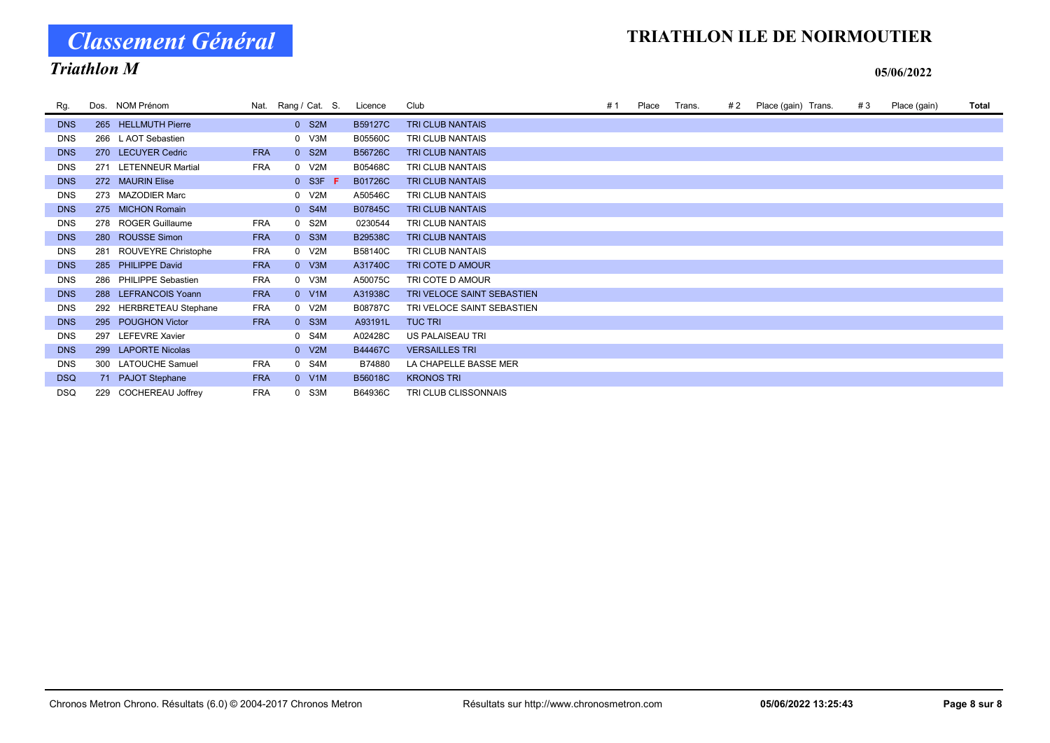# Classement Général

## Triathlon M

## TRIATHLON ILE DE NOIRMOUTIER

**05/06/2022**

| Rg. | Dos. | NOM Prénom | Nat. | Rang / Cat. | S. | Licence | Club | # 1 | Place | Trans. | # 2 | Place (gain) | Trans. | # 3 | Place (gain) | Total |
|---|---|---|---|---|---|---|---|---|---|---|---|---|---|---|---|---|
| DNS | 265 | HELLMUTH Pierre | | 0 S2M | | B59127C | TRI CLUB NANTAIS | | | | | | | | | |
| DNS | 266 | L AOT Sebastien | | 0 V3M | | B05560C | TRI CLUB NANTAIS | | | | | | | | | |
| DNS | 270 | LECUYER Cedric | FRA | 0 S2M | | B56726C | TRI CLUB NANTAIS | | | | | | | | | |
| DNS | 271 | LETENNEUR Martial | FRA | 0 V2M | | B05468C | TRI CLUB NANTAIS | | | | | | | | | |
| DNS | 272 | MAURIN Elise | | 0 S3F | F | B01726C | TRI CLUB NANTAIS | | | | | | | | | |
| DNS | 273 | MAZODIER Marc | | 0 V2M | | A50546C | TRI CLUB NANTAIS | | | | | | | | | |
| DNS | 275 | MICHON Romain | | 0 S4M | | B07845C | TRI CLUB NANTAIS | | | | | | | | | |
| DNS | 278 | ROGER Guillaume | FRA | 0 S2M | | 0230544 | TRI CLUB NANTAIS | | | | | | | | | |
| DNS | 280 | ROUSSE Simon | FRA | 0 S3M | | B29538C | TRI CLUB NANTAIS | | | | | | | | | |
| DNS | 281 | ROUVEYRE Christophe | FRA | 0 V2M | | B58140C | TRI CLUB NANTAIS | | | | | | | | | |
| DNS | 285 | PHILIPPE David | FRA | 0 V3M | | A31740C | TRI COTE D AMOUR | | | | | | | | | |
| DNS | 286 | PHILIPPE Sebastien | FRA | 0 V3M | | A50075C | TRI COTE D AMOUR | | | | | | | | | |
| DNS | 288 | LEFRANCOIS Yoann | FRA | 0 V1M | | A31938C | TRI VELOCE SAINT SEBASTIEN | | | | | | | | | |
| DNS | 292 | HERBRETEAU Stephane | FRA | 0 V2M | | B08787C | TRI VELOCE SAINT SEBASTIEN | | | | | | | | | |
| DNS | 295 | POUGHON Victor | FRA | 0 S3M | | A93191L | TUC TRI | | | | | | | | | |
| DNS | 297 | LEFEVRE Xavier | | 0 S4M | | A02428C | US PALAISEAU TRI | | | | | | | | | |
| DNS | 299 | LAPORTE Nicolas | | 0 V2M | | B44467C | VERSAILLES TRI | | | | | | | | | |
| DNS | 300 | LATOUCHE Samuel | FRA | 0 S4M | | B74880 | LA CHAPELLE BASSE MER | | | | | | | | | |
| DSQ | 71 | PAJOT Stephane | FRA | 0 V1M | | B56018C | KRONOS TRI | | | | | | | | | |
| DSQ | 229 | COCHEREAU Joffrey | FRA | 0 S3M | | B64936C | TRI CLUB CLISSONNAIS | | | | | | | | | |

Chronos Metron Chrono. Résultats (6.0) © 2004-2017 Chronos Metron — Résultats sur http://www.chronosmetron.com — 05/06/2022 13:25:43